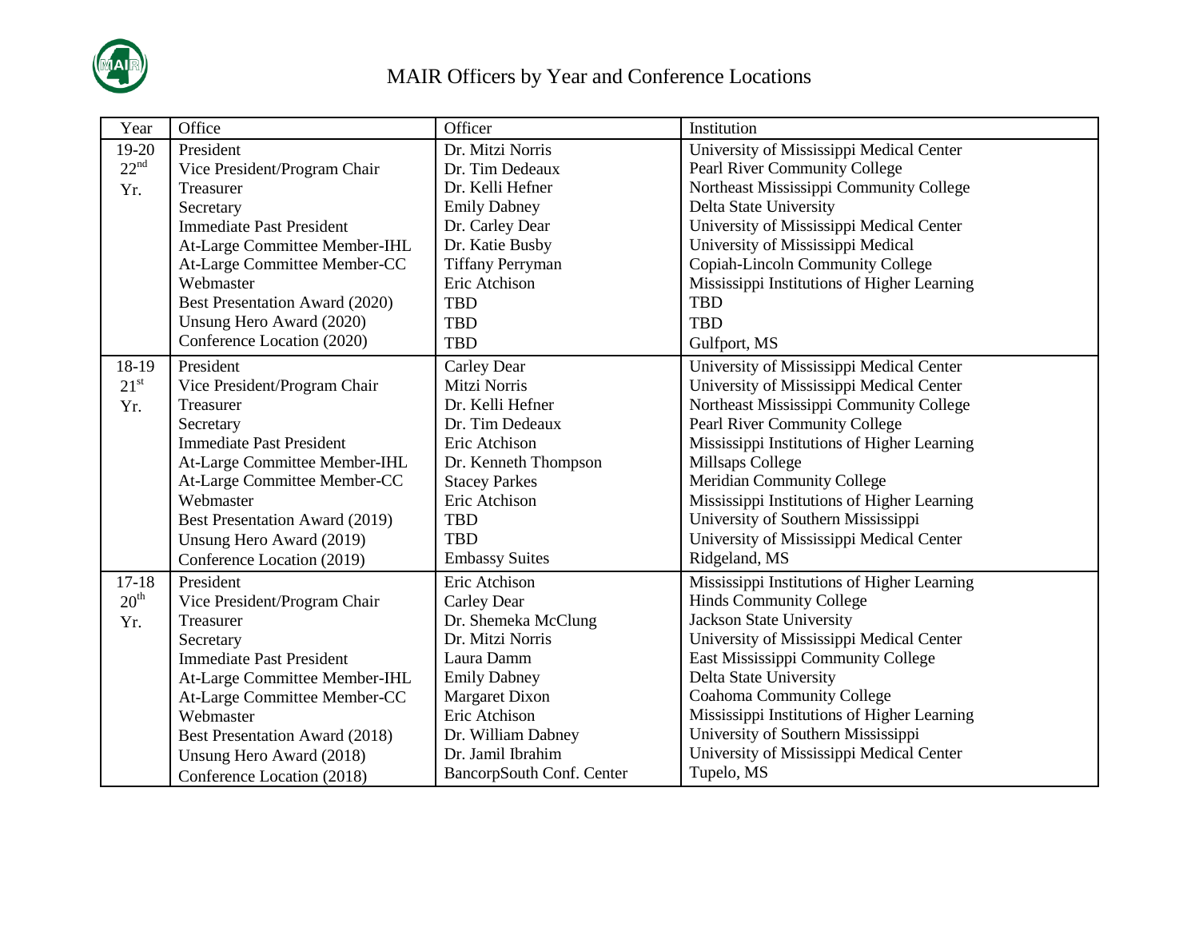# MAIR Officers by Year and Conference Locations

| Year | Office | Officer | Institution |
|---|---|---|---|
| 19-20 22nd Yr. | President | Dr. Mitzi Norris | University of Mississippi Medical Center |
| | Vice President/Program Chair | Dr. Tim Dedeaux | Pearl River Community College |
| | Treasurer | Dr. Kelli Hefner | Northeast Mississippi Community College |
| | Secretary | Emily Dabney | Delta State University |
| | Immediate Past President | Dr. Carley Dear | University of Mississippi Medical Center |
| | At-Large Committee Member-IHL | Dr. Katie Busby | University of Mississippi Medical |
| | At-Large Committee Member-CC | Tiffany Perryman | Copiah-Lincoln Community College |
| | Webmaster | Eric Atchison | Mississippi Institutions of Higher Learning |
| | Best Presentation Award (2020) | TBD | TBD |
| | Unsung Hero Award (2020) | TBD | TBD |
| | Conference Location (2020) | TBD | Gulfport, MS |
| 18-19 21st Yr. | President | Carley Dear | University of Mississippi Medical Center |
| | Vice President/Program Chair | Mitzi Norris | University of Mississippi Medical Center |
| | Treasurer | Dr. Kelli Hefner | Northeast Mississippi Community College |
| | Secretary | Dr. Tim Dedeaux | Pearl River Community College |
| | Immediate Past President | Eric Atchison | Mississippi Institutions of Higher Learning |
| | At-Large Committee Member-IHL | Dr. Kenneth Thompson | Millsaps College |
| | At-Large Committee Member-CC | Stacey Parkes | Meridian Community College |
| | Webmaster | Eric Atchison | Mississippi Institutions of Higher Learning |
| | Best Presentation Award (2019) | TBD | University of Southern Mississippi |
| | Unsung Hero Award (2019) | TBD | University of Mississippi Medical Center |
| | Conference Location (2019) | Embassy Suites | Ridgeland, MS |
| 17-18 20th Yr. | President | Eric Atchison | Mississippi Institutions of Higher Learning |
| | Vice President/Program Chair | Carley Dear | Hinds Community College |
| | Treasurer | Dr. Shemeka McClung | Jackson State University |
| | Secretary | Dr. Mitzi Norris | University of Mississippi Medical Center |
| | Immediate Past President | Laura Damm | East Mississippi Community College |
| | At-Large Committee Member-IHL | Emily Dabney | Delta State University |
| | At-Large Committee Member-CC | Margaret Dixon | Coahoma Community College |
| | Webmaster | Eric Atchison | Mississippi Institutions of Higher Learning |
| | Best Presentation Award (2018) | Dr. William Dabney | University of Southern Mississippi |
| | Unsung Hero Award (2018) | Dr. Jamil Ibrahim | University of Mississippi Medical Center |
| | Conference Location (2018) | BancorpSouth Conf. Center | Tupelo, MS |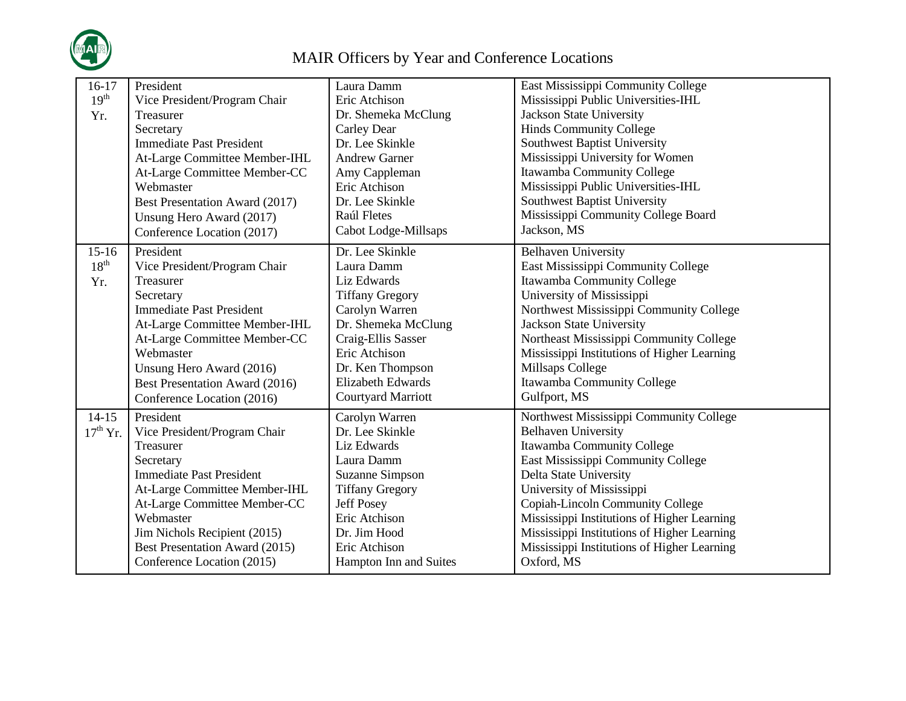# MAIR Officers by Year and Conference Locations

| Year | Position | Name | Institution |
|---|---|---|---|
| 16-17 19th Yr. | President | Laura Damm | East Mississippi Community College |
| | Vice President/Program Chair | Eric Atchison | Mississippi Public Universities-IHL |
| | Treasurer | Dr. Shemeka McClung | Jackson State University |
| | Secretary | Carley Dear | Hinds Community College |
| | Immediate Past President | Dr. Lee Skinkle | Southwest Baptist University |
| | At-Large Committee Member-IHL | Andrew Garner | Mississippi University for Women |
| | At-Large Committee Member-CC | Amy Cappleman | Itawamba Community College |
| | Webmaster | Eric Atchison | Mississippi Public Universities-IHL |
| | Best Presentation Award (2017) | Dr. Lee Skinkle | Southwest Baptist University |
| | Unsung Hero Award (2017) | Raúl Fletes | Mississippi Community College Board |
| | Conference Location (2017) | Cabot Lodge-Millsaps | Jackson, MS |
| 15-16 18th Yr. | President | Dr. Lee Skinkle | Belhaven University |
| | Vice President/Program Chair | Laura Damm | East Mississippi Community College |
| | Treasurer | Liz Edwards | Itawamba Community College |
| | Secretary | Tiffany Gregory | University of Mississippi |
| | Immediate Past President | Carolyn Warren | Northwest Mississippi Community College |
| | At-Large Committee Member-IHL | Dr. Shemeka McClung | Jackson State University |
| | At-Large Committee Member-CC | Craig-Ellis Sasser | Northeast Mississippi Community College |
| | Webmaster | Eric Atchison | Mississippi Institutions of Higher Learning |
| | Unsung Hero Award (2016) | Dr. Ken Thompson | Millsaps College |
| | Best Presentation Award (2016) | Elizabeth Edwards | Itawamba Community College |
| | Conference Location (2016) | Courtyard Marriott | Gulfport, MS |
| 14-15 17th Yr. | President | Carolyn Warren | Northwest Mississippi Community College |
| | Vice President/Program Chair | Dr. Lee Skinkle | Belhaven University |
| | Treasurer | Liz Edwards | Itawamba Community College |
| | Secretary | Laura Damm | East Mississippi Community College |
| | Immediate Past President | Suzanne Simpson | Delta State University |
| | At-Large Committee Member-IHL | Tiffany Gregory | University of Mississippi |
| | At-Large Committee Member-CC | Jeff Posey | Copiah-Lincoln Community College |
| | Webmaster | Eric Atchison | Mississippi Institutions of Higher Learning |
| | Jim Nichols Recipient (2015) | Dr. Jim Hood | Mississippi Institutions of Higher Learning |
| | Best Presentation Award (2015) | Eric Atchison | Mississippi Institutions of Higher Learning |
| | Conference Location (2015) | Hampton Inn and Suites | Oxford, MS |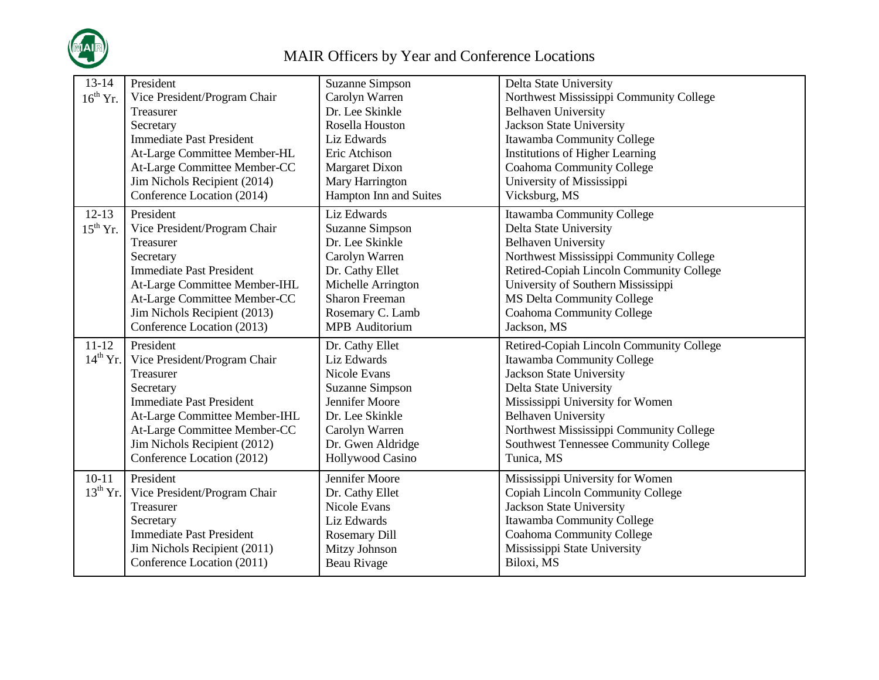# MAIR Officers by Year and Conference Locations

| Year | Position | Name | Institution/Location |
|---|---|---|---|
| 13-14 16th Yr. | President | Suzanne Simpson | Delta State University |
| | Vice President/Program Chair | Carolyn Warren | Northwest Mississippi Community College |
| | Treasurer | Dr. Lee Skinkle | Belhaven University |
| | Secretary | Rosella Houston | Jackson State University |
| | Immediate Past President | Liz Edwards | Itawamba Community College |
| | At-Large Committee Member-HL | Eric Atchison | Institutions of Higher Learning |
| | At-Large Committee Member-CC | Margaret Dixon | Coahoma Community College |
| | Jim Nichols Recipient (2014) | Mary Harrington | University of Mississippi |
| | Conference Location (2014) | Hampton Inn and Suites | Vicksburg, MS |
| 12-13 15th Yr. | President | Liz Edwards | Itawamba Community College |
| | Vice President/Program Chair | Suzanne Simpson | Delta State University |
| | Treasurer | Dr. Lee Skinkle | Belhaven University |
| | Secretary | Carolyn Warren | Northwest Mississippi Community College |
| | Immediate Past President | Dr. Cathy Ellet | Retired-Copiah Lincoln Community College |
| | At-Large Committee Member-IHL | Michelle Arrington | University of Southern Mississippi |
| | At-Large Committee Member-CC | Sharon Freeman | MS Delta Community College |
| | Jim Nichols Recipient (2013) | Rosemary C. Lamb | Coahoma Community College |
| | Conference Location (2013) | MPB Auditorium | Jackson, MS |
| 11-12 14th Yr. | President | Dr. Cathy Ellet | Retired-Copiah Lincoln Community College |
| | Vice President/Program Chair | Liz Edwards | Itawamba Community College |
| | Treasurer | Nicole Evans | Jackson State University |
| | Secretary | Suzanne Simpson | Delta State University |
| | Immediate Past President | Jennifer Moore | Mississippi University for Women |
| | At-Large Committee Member-IHL | Dr. Lee Skinkle | Belhaven University |
| | At-Large Committee Member-CC | Carolyn Warren | Northwest Mississippi Community College |
| | Jim Nichols Recipient (2012) | Dr. Gwen Aldridge | Southwest Tennessee Community College |
| | Conference Location (2012) | Hollywood Casino | Tunica, MS |
| 10-11 13th Yr. | President | Jennifer Moore | Mississippi University for Women |
| | Vice President/Program Chair | Dr. Cathy Ellet | Copiah Lincoln Community College |
| | Treasurer | Nicole Evans | Jackson State University |
| | Secretary | Liz Edwards | Itawamba Community College |
| | Immediate Past President | Rosemary Dill | Coahoma Community College |
| | Jim Nichols Recipient (2011) | Mitzy Johnson | Mississippi State University |
| | Conference Location (2011) | Beau Rivage | Biloxi, MS |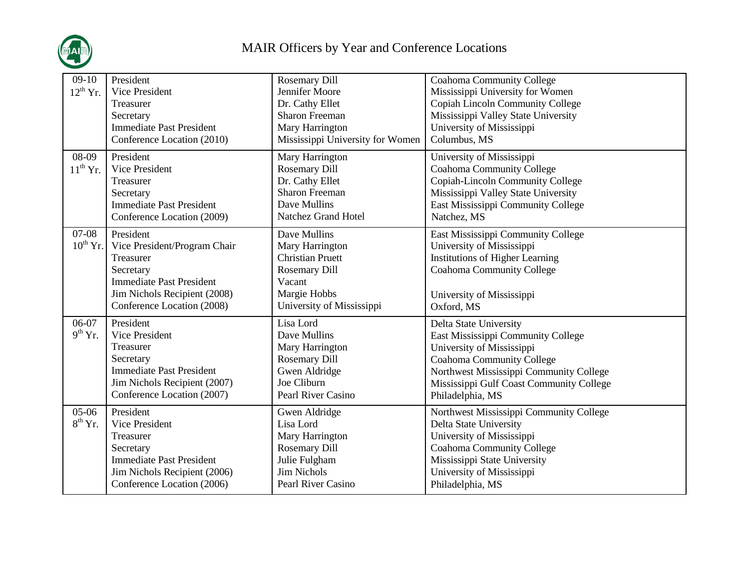# MAIR Officers by Year and Conference Locations

| Year | Position | Name | Institution |
|---|---|---|---|
| 09-10 12th Yr. | President | Rosemary Dill | Coahoma Community College |
| | Vice President | Jennifer Moore | Mississippi University for Women |
| | Treasurer | Dr. Cathy Ellet | Copiah Lincoln Community College |
| | Secretary | Sharon Freeman | Mississippi Valley State University |
| | Immediate Past President | Mary Harrington | University of Mississippi |
| | Conference Location (2010) | Mississippi University for Women | Columbus, MS |
| 08-09 11th Yr. | President | Mary Harrington | University of Mississippi |
| | Vice President | Rosemary Dill | Coahoma Community College |
| | Treasurer | Dr. Cathy Ellet | Copiah-Lincoln Community College |
| | Secretary | Sharon Freeman | Mississippi Valley State University |
| | Immediate Past President | Dave Mullins | East Mississippi Community College |
| | Conference Location (2009) | Natchez Grand Hotel | Natchez, MS |
| 07-08 10th Yr. | President | Dave Mullins | East Mississippi Community College |
| | Vice President/Program Chair | Mary Harrington | University of Mississippi |
| | Treasurer | Christian Pruett | Institutions of Higher Learning |
| | Secretary | Rosemary Dill | Coahoma Community College |
| | Immediate Past President | Vacant | |
| | Jim Nichols Recipient (2008) | Margie Hobbs | University of Mississippi |
| | Conference Location (2008) | University of Mississippi | Oxford, MS |
| 06-07 9th Yr. | President | Lisa Lord | Delta State University |
| | Vice President | Dave Mullins | East Mississippi Community College |
| | Treasurer | Mary Harrington | University of Mississippi |
| | Secretary | Rosemary Dill | Coahoma Community College |
| | Immediate Past President | Gwen Aldridge | Northwest Mississippi Community College |
| | Jim Nichols Recipient (2007) | Joe Cliburn | Mississippi Gulf Coast Community College |
| | Conference Location (2007) | Pearl River Casino | Philadelphia, MS |
| 05-06 8th Yr. | President | Gwen Aldridge | Northwest Mississippi Community College |
| | Vice President | Lisa Lord | Delta State University |
| | Treasurer | Mary Harrington | University of Mississippi |
| | Secretary | Rosemary Dill | Coahoma Community College |
| | Immediate Past President | Julie Fulgham | Mississippi State University |
| | Jim Nichols Recipient (2006) | Jim Nichols | University of Mississippi |
| | Conference Location (2006) | Pearl River Casino | Philadelphia, MS |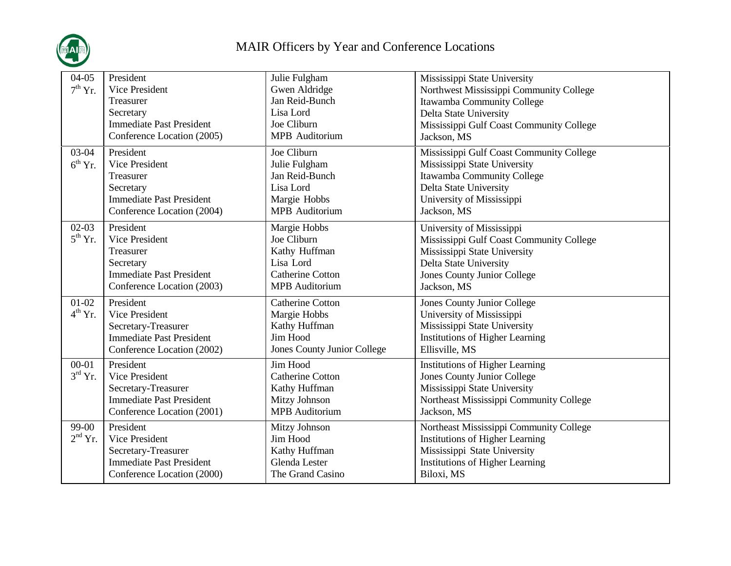# MAIR Officers by Year and Conference Locations

| Year | Position | Name | Institution |
|---|---|---|---|
| 04-05<br>7th Yr. | President<br>Vice President<br>Treasurer<br>Secretary<br>Immediate Past President<br>Conference Location (2005) | Julie Fulgham<br>Gwen Aldridge<br>Jan Reid-Bunch<br>Lisa Lord<br>Joe Cliburn<br>MPB Auditorium | Mississippi State University<br>Northwest Mississippi Community College<br>Itawamba Community College<br>Delta State University<br>Mississippi Gulf Coast Community College<br>Jackson, MS |
| 03-04<br>6th Yr. | President<br>Vice President<br>Treasurer<br>Secretary<br>Immediate Past President<br>Conference Location (2004) | Joe Cliburn<br>Julie Fulgham<br>Jan Reid-Bunch<br>Lisa Lord<br>Margie Hobbs<br>MPB Auditorium | Mississippi Gulf Coast Community College<br>Mississippi State University<br>Itawamba Community College<br>Delta State University<br>University of Mississippi<br>Jackson, MS |
| 02-03<br>5th Yr. | President<br>Vice President<br>Treasurer<br>Secretary<br>Immediate Past President<br>Conference Location (2003) | Margie Hobbs<br>Joe Cliburn<br>Kathy Huffman<br>Lisa Lord<br>Catherine Cotton<br>MPB Auditorium | University of Mississippi<br>Mississippi Gulf Coast Community College<br>Mississippi State University<br>Delta State University<br>Jones County Junior College<br>Jackson, MS |
| 01-02<br>4th Yr. | President<br>Vice President<br>Secretary-Treasurer<br>Immediate Past President<br>Conference Location (2002) | Catherine Cotton<br>Margie Hobbs<br>Kathy Huffman<br>Jim Hood<br>Jones County Junior College | Jones County Junior College<br>University of Mississippi<br>Mississippi State University<br>Institutions of Higher Learning<br>Ellisville, MS |
| 00-01<br>3rd Yr. | President<br>Vice President<br>Secretary-Treasurer<br>Immediate Past President<br>Conference Location (2001) | Jim Hood<br>Catherine Cotton<br>Kathy Huffman<br>Mitzy Johnson<br>MPB Auditorium | Institutions of Higher Learning<br>Jones County Junior College<br>Mississippi State University<br>Northeast Mississippi Community College<br>Jackson, MS |
| 99-00<br>2nd Yr. | President<br>Vice President<br>Secretary-Treasurer<br>Immediate Past President<br>Conference Location (2000) | Mitzy Johnson<br>Jim Hood<br>Kathy Huffman<br>Glenda Lester<br>The Grand Casino | Northeast Mississippi Community College<br>Institutions of Higher Learning<br>Mississippi State University<br>Institutions of Higher Learning<br>Biloxi, MS |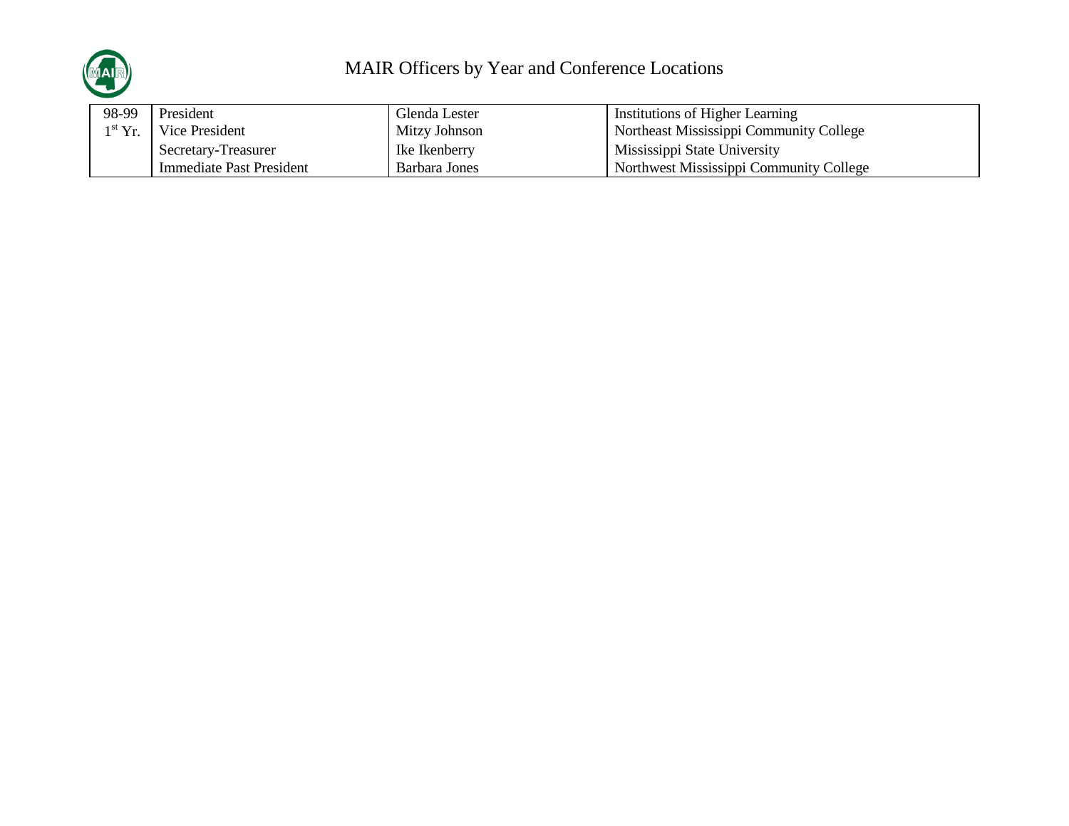# MAIR Officers by Year and Conference Locations

| | | | |
|---|---|---|---|
| 98-99 | President | Glenda Lester | Institutions of Higher Learning |
| 1st Yr. | Vice President | Mitzy Johnson | Northeast Mississippi Community College |
| | Secretary-Treasurer | Ike Ikenberry | Mississippi State University |
| | Immediate Past President | Barbara Jones | Northwest Mississippi Community College |